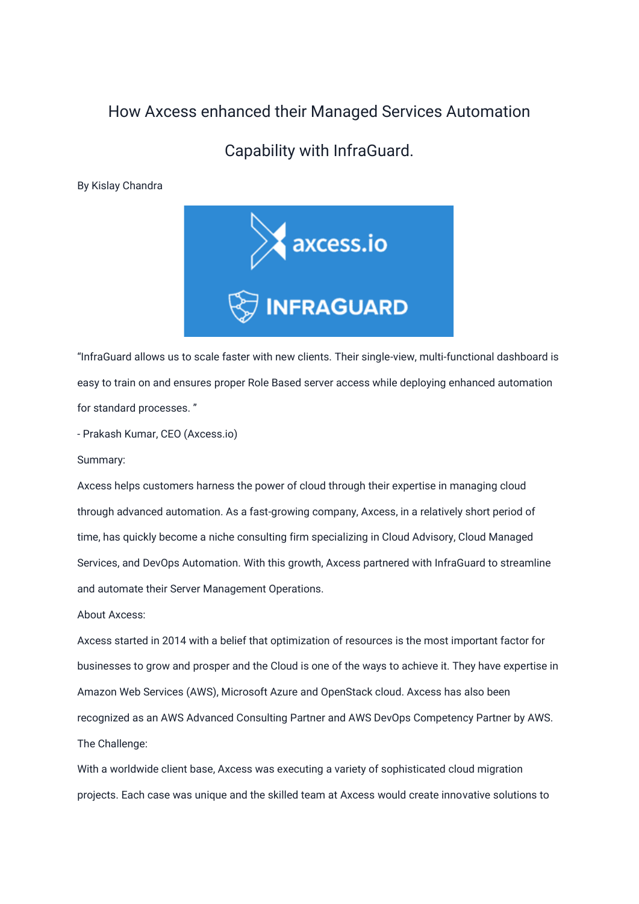# How Axcess enhanced their Managed Services Automation Capability with InfraGuard.

By Kislay Chandra

"InfraGuard allows us to scale faster with new clients. Their single-view, multi-functional dashboard is easy to train on and ensures proper Role Based server access while deploying enhanced automation for standard processes. "

- Prakash Kumar, CEO (Axcess.io)

Summary:

Axcess helps customers harness the power of cloud through their expertise in managing cloud through advanced automation. As a fast-growing company, Axcess, in a relatively short period of time, has quickly become a niche consulting firm specializing in Cloud Advisory, Cloud Managed Services, and DevOps Automation. With this growth, Axcess partnered with InfraGuard to streamline and automate their Server Management Operations.

About Axcess:

Axcess started in 2014 with a belief that optimization of resources is the most important factor for businesses to grow and prosper and the Cloud is one of the ways to achieve it. They have expertise in Amazon Web Services (AWS), Microsoft Azure and OpenStack cloud. Axcess has also been recognized as an AWS Advanced Consulting Partner and AWS DevOps Competency Partner by AWS.

The Challenge:

With a worldwide client base, Axcess was executing a variety of sophisticated cloud migration projects. Each case was unique and the skilled team at Axcess would create innovative solutions to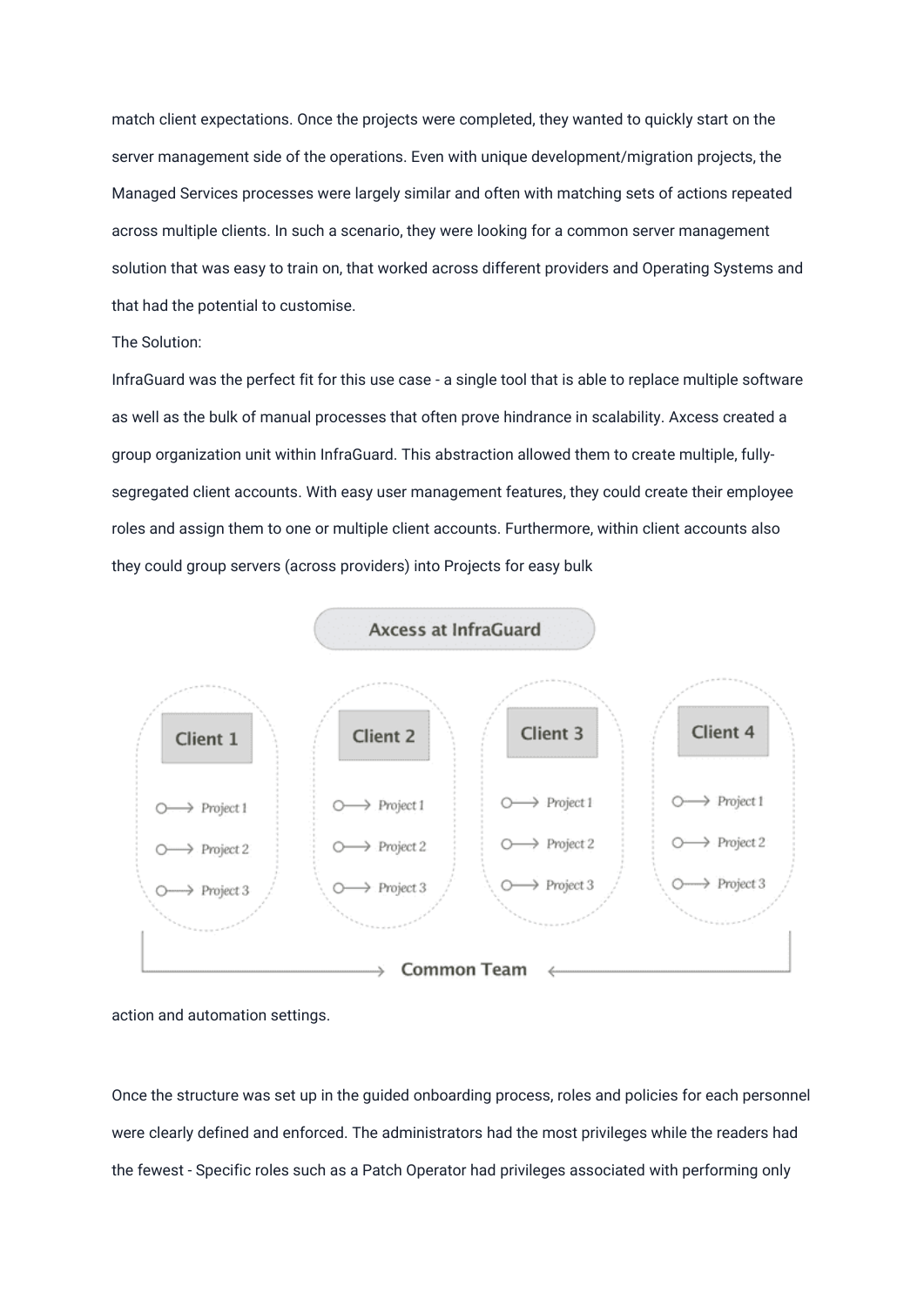match client expectations. Once the projects were completed, they wanted to quickly start on the server management side of the operations. Even with unique development/migration projects, the Managed Services processes were largely similar and often with matching sets of actions repeated across multiple clients. In such a scenario, they were looking for a common server management solution that was easy to train on, that worked across different providers and Operating Systems and that had the potential to customise.

The Solution:

InfraGuard was the perfect fit for this use case - a single tool that is able to replace multiple software as well as the bulk of manual processes that often prove hindrance in scalability. Axcess created a group organization unit within InfraGuard. This abstraction allowed them to create multiple, fully-segregated client accounts. With easy user management features, they could create their employee roles and assign them to one or multiple client accounts. Furthermore, within client accounts also they could group servers (across providers) into Projects for easy bulk action and automation settings.

Once the structure was set up in the guided onboarding process, roles and policies for each personnel were clearly defined and enforced. The administrators had the most privileges while the readers had the fewest - Specific roles such as a Patch Operator had privileges associated with performing only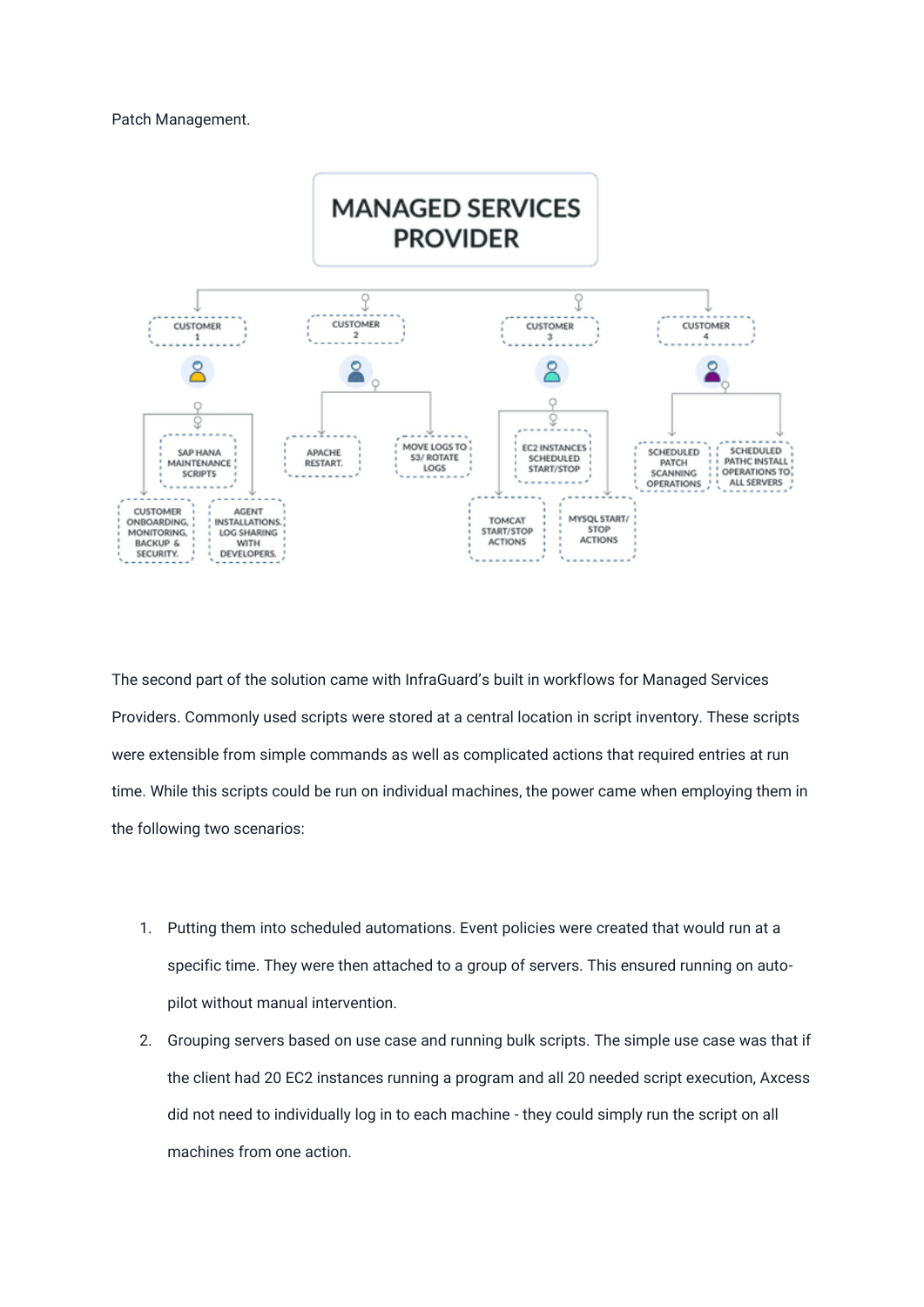Patch Management.

MANAGED SERVICES PROVIDER

- CUSTOMER 1
  - SAP HANA MAINTENANCE SCRIPTS
  - CUSTOMER ONBOARDING, MONITORING, BACKUP & SECURITY.
  - AGENT INSTALLATIONS, LOG SHARING WITH DEVELOPERS.
- CUSTOMER 2
  - APACHE RESTART.
  - MOVE LOGS TO S3/ ROTATE LOGS
- CUSTOMER 3
  - EC2 INSTANCES SCHEDULED START/STOP
  - TOMCAT START/STOP ACTIONS
  - MYSQL START/ STOP ACTIONS
- CUSTOMER 4
  - SCHEDULED PATCH SCANNING OPERATIONS
  - SCHEDULED PATHC INSTALL OPERATIONS TO ALL SERVERS

The second part of the solution came with InfraGuard's built in workflows for Managed Services Providers. Commonly used scripts were stored at a central location in script inventory. These scripts were extensible from simple commands as well as complicated actions that required entries at run time. While this scripts could be run on individual machines, the power came when employing them in the following two scenarios:

1. Putting them into scheduled automations. Event policies were created that would run at a specific time. They were then attached to a group of servers. This ensured running on auto-pilot without manual intervention.
2. Grouping servers based on use case and running bulk scripts. The simple use case was that if the client had 20 EC2 instances running a program and all 20 needed script execution, Axcess did not need to individually log in to each machine - they could simply run the script on all machines from one action.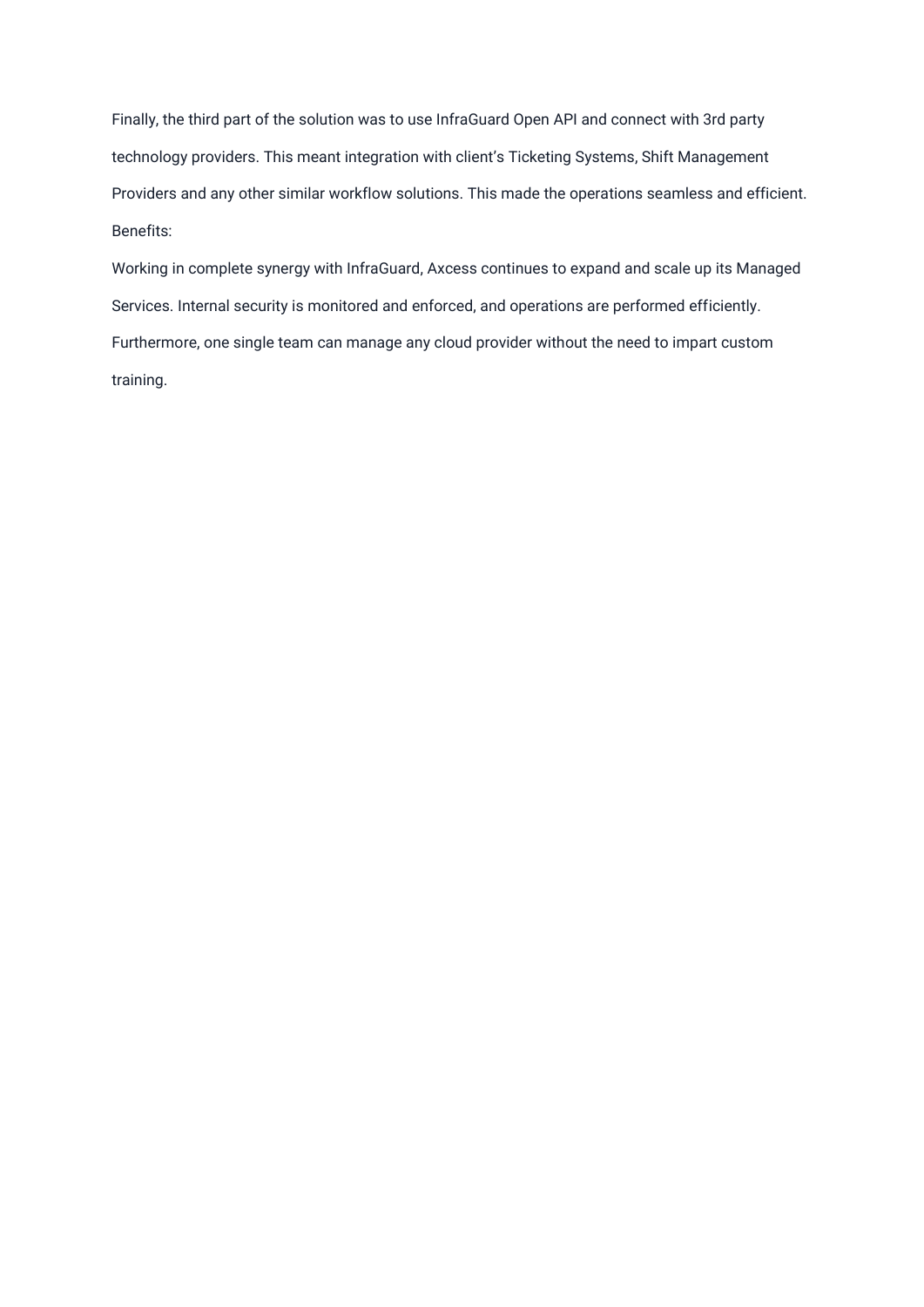Finally, the third part of the solution was to use InfraGuard Open API and connect with 3rd party technology providers. This meant integration with client's Ticketing Systems, Shift Management Providers and any other similar workflow solutions. This made the operations seamless and efficient.

Benefits:

Working in complete synergy with InfraGuard, Axcess continues to expand and scale up its Managed Services. Internal security is monitored and enforced, and operations are performed efficiently. Furthermore, one single team can manage any cloud provider without the need to impart custom training.